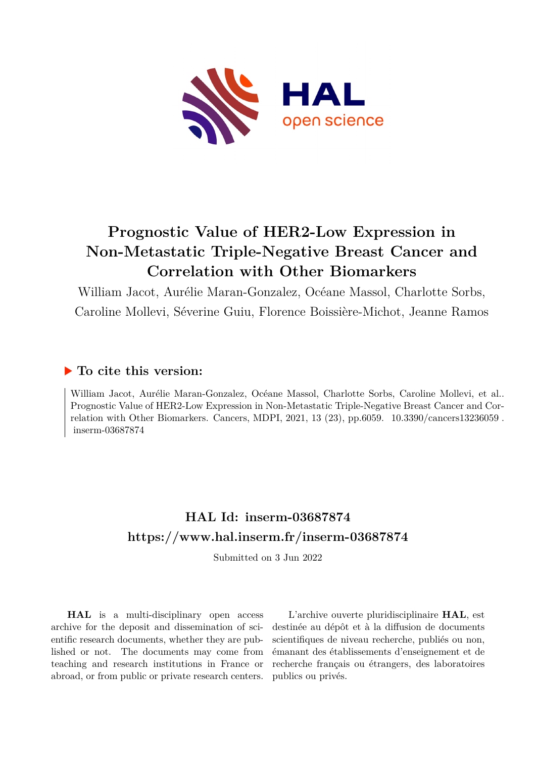# Prognostic Value of HER2-Low Expression in Non-Metastatic Triple-Negative Breast Cancer and Correlation with Other Biomarkers

William Jacot, Aurélie Maran-Gonzalez, Océane Massol, Charlotte Sorbs, Caroline Mollevi, Séverine Guiu, Florence Boissière-Michot, Jeanne Ramos

## ▶ To cite this version:

William Jacot, Aurélie Maran-Gonzalez, Océane Massol, Charlotte Sorbs, Caroline Mollevi, et al.. Prognostic Value of HER2-Low Expression in Non-Metastatic Triple-Negative Breast Cancer and Correlation with Other Biomarkers. Cancers, MDPI, 2021, 13 (23), pp.6059. 10.3390/cancers13236059 . inserm-03687874

## HAL Id: inserm-03687874

## https://www.hal.inserm.fr/inserm-03687874

Submitted on 3 Jun 2022

**HAL** is a multi-disciplinary open access archive for the deposit and dissemination of scientific research documents, whether they are published or not. The documents may come from teaching and research institutions in France or abroad, or from public or private research centers.

L'archive ouverte pluridisciplinaire **HAL**, est destinée au dépôt et à la diffusion de documents scientifiques de niveau recherche, publiés ou non, émanant des établissements d'enseignement et de recherche français ou étrangers, des laboratoires publics ou privés.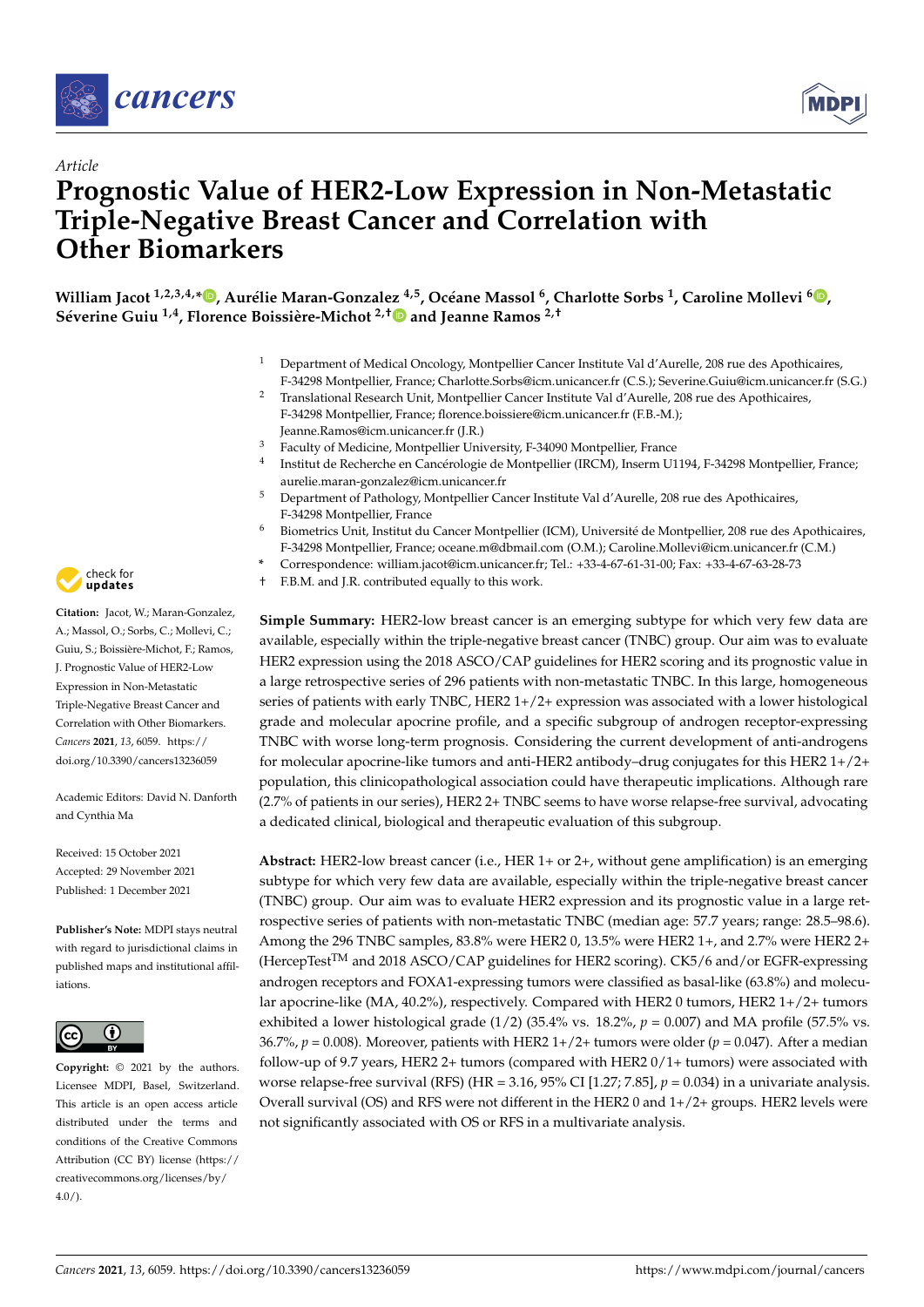Article

# Prognostic Value of HER2-Low Expression in Non-Metastatic Triple-Negative Breast Cancer and Correlation with Other Biomarkers

**William Jacot [1,2,3,4,*], Aurélie Maran-Gonzalez [4,5], Océane Massol [6], Charlotte Sorbs [1], Caroline Mollevi [6], Séverine Guiu [1,4], Florence Boissière-Michot [2,†] and Jeanne Ramos [2,†]**

[1] Department of Medical Oncology, Montpellier Cancer Institute Val d'Aurelle, 208 rue des Apothicaires, F-34298 Montpellier, France; Charlotte.Sorbs@icm.unicancer.fr (C.S.); Severine.Guiu@icm.unicancer.fr (S.G.)
[2] Translational Research Unit, Montpellier Cancer Institute Val d'Aurelle, 208 rue des Apothicaires, F-34298 Montpellier, France; florence.boissiere@icm.unicancer.fr (F.B.-M.); Jeanne.Ramos@icm.unicancer.fr (J.R.)
[3] Faculty of Medicine, Montpellier University, F-34090 Montpellier, France
[4] Institut de Recherche en Cancérologie de Montpellier (IRCM), Inserm U1194, F-34298 Montpellier, France; aurelie.maran-gonzalez@icm.unicancer.fr
[5] Department of Pathology, Montpellier Cancer Institute Val d'Aurelle, 208 rue des Apothicaires, F-34298 Montpellier, France
[6] Biometrics Unit, Institut du Cancer Montpellier (ICM), Université de Montpellier, 208 rue des Apothicaires, F-34298 Montpellier, France; oceane.m@dbmail.com (O.M.); Caroline.Mollevi@icm.unicancer.fr (C.M.)
\* Correspondence: william.jacot@icm.unicancer.fr; Tel.: +33-4-67-61-31-00; Fax: +33-4-67-63-28-73
† F.B.M. and J.R. contributed equally to this work.

**Citation:** Jacot, W.; Maran-Gonzalez, A.; Massol, O.; Sorbs, C.; Mollevi, C.; Guiu, S.; Boissière-Michot, F.; Ramos, J. Prognostic Value of HER2-Low Expression in Non-Metastatic Triple-Negative Breast Cancer and Correlation with Other Biomarkers. *Cancers* **2021**, *13*, 6059. https://doi.org/10.3390/cancers13236059

Academic Editors: David N. Danforth and Cynthia Ma

Received: 15 October 2021
Accepted: 29 November 2021
Published: 1 December 2021

**Publisher's Note:** MDPI stays neutral with regard to jurisdictional claims in published maps and institutional affiliations.

**Copyright:** © 2021 by the authors. Licensee MDPI, Basel, Switzerland. This article is an open access article distributed under the terms and conditions of the Creative Commons Attribution (CC BY) license (https://creativecommons.org/licenses/by/4.0/).

**Simple Summary:** HER2-low breast cancer is an emerging subtype for which very few data are available, especially within the triple-negative breast cancer (TNBC) group. Our aim was to evaluate HER2 expression using the 2018 ASCO/CAP guidelines for HER2 scoring and its prognostic value in a large retrospective series of 296 patients with non-metastatic TNBC. In this large, homogeneous series of patients with early TNBC, HER2 1+/2+ expression was associated with a lower histological grade and molecular apocrine profile, and a specific subgroup of androgen receptor-expressing TNBC with worse long-term prognosis. Considering the current development of anti-androgens for molecular apocrine-like tumors and anti-HER2 antibody–drug conjugates for this HER2 1+/2+ population, this clinicopathological association could have therapeutic implications. Although rare (2.7% of patients in our series), HER2 2+ TNBC seems to have worse relapse-free survival, advocating a dedicated clinical, biological and therapeutic evaluation of this subgroup.

**Abstract:** HER2-low breast cancer (i.e., HER 1+ or 2+, without gene amplification) is an emerging subtype for which very few data are available, especially within the triple-negative breast cancer (TNBC) group. Our aim was to evaluate HER2 expression and its prognostic value in a large retrospective series of patients with non-metastatic TNBC (median age: 57.7 years; range: 28.5–98.6). Among the 296 TNBC samples, 83.8% were HER2 0, 13.5% were HER2 1+, and 2.7% were HER2 2+ (HercepTest™ and 2018 ASCO/CAP guidelines for HER2 scoring). CK5/6 and/or EGFR-expressing androgen receptors and FOXA1-expressing tumors were classified as basal-like (63.8%) and molecular apocrine-like (MA, 40.2%), respectively. Compared with HER2 0 tumors, HER2 1+/2+ tumors exhibited a lower histological grade (1/2) (35.4% vs. 18.2%, $p = 0.007$) and MA profile (57.5% vs. 36.7%, $p = 0.008$). Moreover, patients with HER2 1+/2+ tumors were older ($p = 0.047$). After a median follow-up of 9.7 years, HER2 2+ tumors (compared with HER2 0/1+ tumors) were associated with worse relapse-free survival (RFS) (HR = 3.16, 95% CI [1.27; 7.85], $p = 0.034$) in a univariate analysis. Overall survival (OS) and RFS were not different in the HER2 0 and 1+/2+ groups. HER2 levels were not significantly associated with OS or RFS in a multivariate analysis.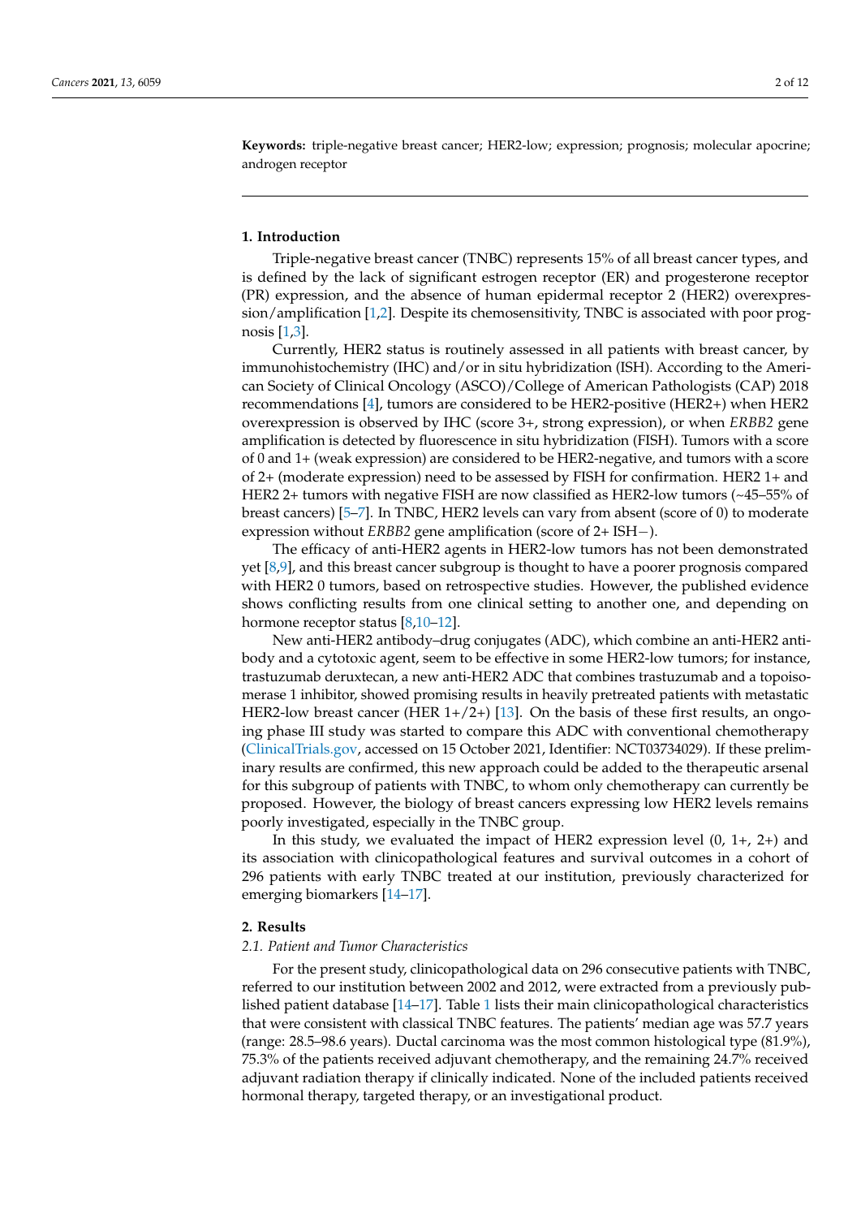**Keywords:** triple-negative breast cancer; HER2-low; expression; prognosis; molecular apocrine; androgen receptor

## 1. Introduction

Triple-negative breast cancer (TNBC) represents 15% of all breast cancer types, and is defined by the lack of significant estrogen receptor (ER) and progesterone receptor (PR) expression, and the absence of human epidermal receptor 2 (HER2) overexpression/amplification [1,2]. Despite its chemosensitivity, TNBC is associated with poor prognosis [1,3].

Currently, HER2 status is routinely assessed in all patients with breast cancer, by immunohistochemistry (IHC) and/or in situ hybridization (ISH). According to the American Society of Clinical Oncology (ASCO)/College of American Pathologists (CAP) 2018 recommendations [4], tumors are considered to be HER2-positive (HER2+) when HER2 overexpression is observed by IHC (score 3+, strong expression), or when *ERBB2* gene amplification is detected by fluorescence in situ hybridization (FISH). Tumors with a score of 0 and 1+ (weak expression) are considered to be HER2-negative, and tumors with a score of 2+ (moderate expression) need to be assessed by FISH for confirmation. HER2 1+ and HER2 2+ tumors with negative FISH are now classified as HER2-low tumors (~45–55% of breast cancers) [5–7]. In TNBC, HER2 levels can vary from absent (score of 0) to moderate expression without *ERBB2* gene amplification (score of 2+ ISH−).

The efficacy of anti-HER2 agents in HER2-low tumors has not been demonstrated yet [8,9], and this breast cancer subgroup is thought to have a poorer prognosis compared with HER2 0 tumors, based on retrospective studies. However, the published evidence shows conflicting results from one clinical setting to another one, and depending on hormone receptor status [8,10–12].

New anti-HER2 antibody–drug conjugates (ADC), which combine an anti-HER2 antibody and a cytotoxic agent, seem to be effective in some HER2-low tumors; for instance, trastuzumab deruxtecan, a new anti-HER2 ADC that combines trastuzumab and a topoisomerase 1 inhibitor, showed promising results in heavily pretreated patients with metastatic HER2-low breast cancer (HER 1+/2+) [13]. On the basis of these first results, an ongoing phase III study was started to compare this ADC with conventional chemotherapy (ClinicalTrials.gov, accessed on 15 October 2021, Identifier: NCT03734029). If these preliminary results are confirmed, this new approach could be added to the therapeutic arsenal for this subgroup of patients with TNBC, to whom only chemotherapy can currently be proposed. However, the biology of breast cancers expressing low HER2 levels remains poorly investigated, especially in the TNBC group.

In this study, we evaluated the impact of HER2 expression level (0, 1+, 2+) and its association with clinicopathological features and survival outcomes in a cohort of 296 patients with early TNBC treated at our institution, previously characterized for emerging biomarkers [14–17].

## 2. Results

### 2.1. Patient and Tumor Characteristics

For the present study, clinicopathological data on 296 consecutive patients with TNBC, referred to our institution between 2002 and 2012, were extracted from a previously published patient database [14–17]. Table 1 lists their main clinicopathological characteristics that were consistent with classical TNBC features. The patients' median age was 57.7 years (range: 28.5–98.6 years). Ductal carcinoma was the most common histological type (81.9%), 75.3% of the patients received adjuvant chemotherapy, and the remaining 24.7% received adjuvant radiation therapy if clinically indicated. None of the included patients received hormonal therapy, targeted therapy, or an investigational product.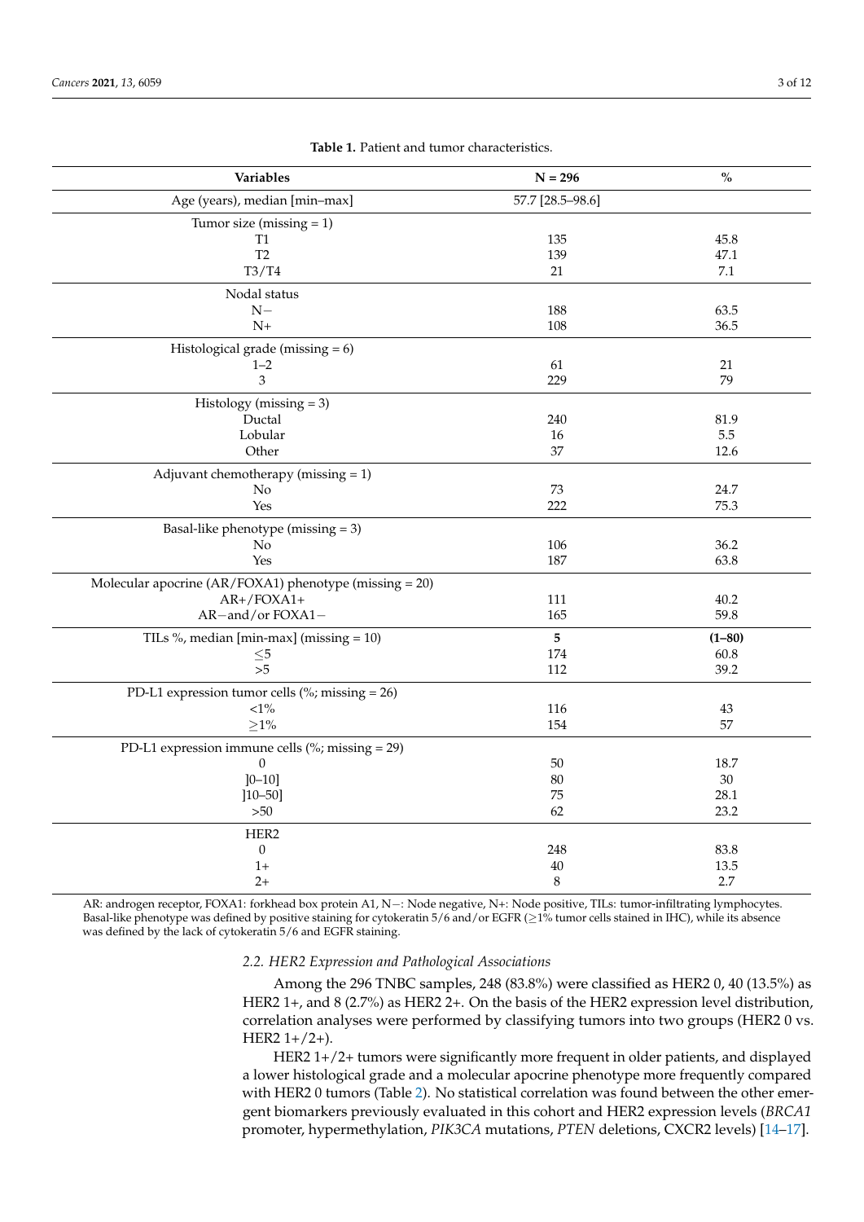**Table 1.** Patient and tumor characteristics.

| Variables | N = 296 | % |
|---|---|---|
| Age (years), median [min–max] | 57.7 [28.5–98.6] | |
| Tumor size (missing = 1) | | |
| T1 | 135 | 45.8 |
| T2 | 139 | 47.1 |
| T3/T4 | 21 | 7.1 |
| Nodal status | | |
| N− | 188 | 63.5 |
| N+ | 108 | 36.5 |
| Histological grade (missing = 6) | | |
| 1–2 | 61 | 21 |
| 3 | 229 | 79 |
| Histology (missing = 3) | | |
| Ductal | 240 | 81.9 |
| Lobular | 16 | 5.5 |
| Other | 37 | 12.6 |
| Adjuvant chemotherapy (missing = 1) | | |
| No | 73 | 24.7 |
| Yes | 222 | 75.3 |
| Basal-like phenotype (missing = 3) | | |
| No | 106 | 36.2 |
| Yes | 187 | 63.8 |
| Molecular apocrine (AR/FOXA1) phenotype (missing = 20) | | |
| AR+/FOXA1+ | 111 | 40.2 |
| AR−and/or FOXA1− | 165 | 59.8 |
| TILs %, median [min-max] (missing = 10) | **5** | **(1–80)** |
| ≤5 | 174 | 60.8 |
| >5 | 112 | 39.2 |
| PD-L1 expression tumor cells (%; missing = 26) | | |
| <1% | 116 | 43 |
| ≥1% | 154 | 57 |
| PD-L1 expression immune cells (%; missing = 29) | | |
| 0 | 50 | 18.7 |
| ]0–10] | 80 | 30 |
| ]10–50] | 75 | 28.1 |
| >50 | 62 | 23.2 |
| HER2 | | |
| 0 | 248 | 83.8 |
| 1+ | 40 | 13.5 |
| 2+ | 8 | 2.7 |

AR: androgen receptor, FOXA1: forkhead box protein A1, N−: Node negative, N+: Node positive, TILs: tumor-infiltrating lymphocytes. Basal-like phenotype was defined by positive staining for cytokeratin 5/6 and/or EGFR (≥1% tumor cells stained in IHC), while its absence was defined by the lack of cytokeratin 5/6 and EGFR staining.

### 2.2. HER2 Expression and Pathological Associations

Among the 296 TNBC samples, 248 (83.8%) were classified as HER2 0, 40 (13.5%) as HER2 1+, and 8 (2.7%) as HER2 2+. On the basis of the HER2 expression level distribution, correlation analyses were performed by classifying tumors into two groups (HER2 0 vs. HER2 1+/2+).

HER2 1+/2+ tumors were significantly more frequent in older patients, and displayed a lower histological grade and a molecular apocrine phenotype more frequently compared with HER2 0 tumors (Table 2). No statistical correlation was found between the other emergent biomarkers previously evaluated in this cohort and HER2 expression levels (*BRCA1* promoter, hypermethylation, *PIK3CA* mutations, *PTEN* deletions, CXCR2 levels) [14–17].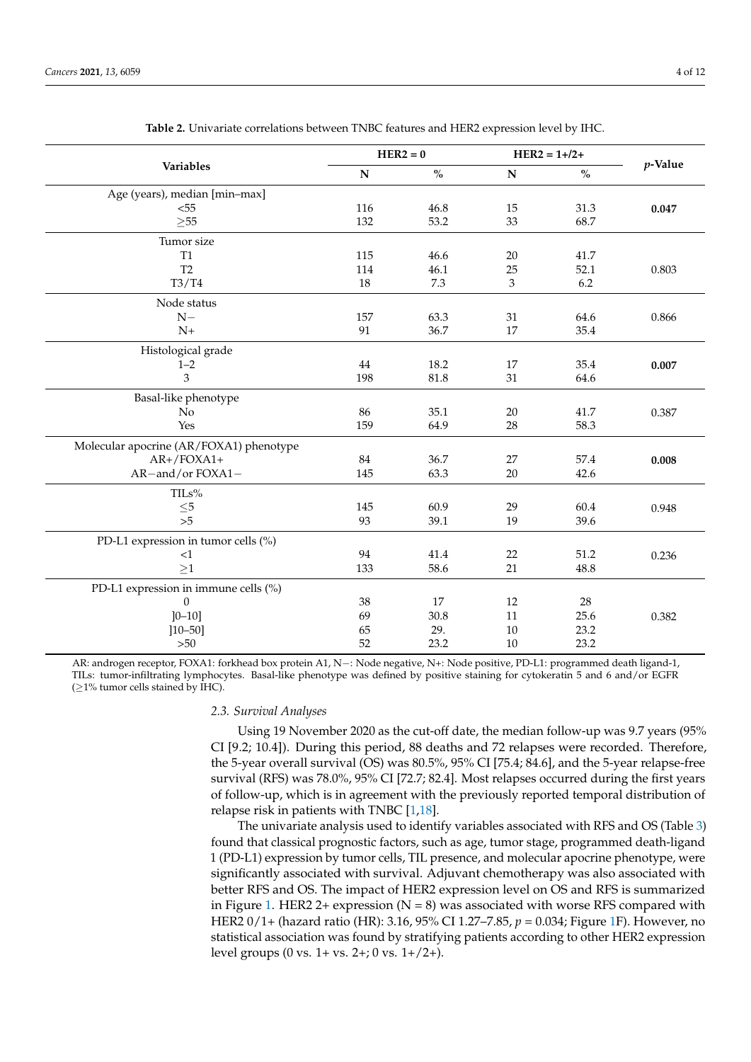**Table 2.** Univariate correlations between TNBC features and HER2 expression level by IHC.

| Variables | HER2 = 0 | | HER2 = 1+/2+ | | *p*-Value |
|---|---|---|---|---|---|
| | N | % | N | % | |
| Age (years), median [min–max] | | | | | |
| <55 | 116 | 46.8 | 15 | 31.3 | **0.047** |
| ≥55 | 132 | 53.2 | 33 | 68.7 | |
| Tumor size | | | | | |
| T1 | 115 | 46.6 | 20 | 41.7 | |
| T2 | 114 | 46.1 | 25 | 52.1 | 0.803 |
| T3/T4 | 18 | 7.3 | 3 | 6.2 | |
| Node status | | | | | |
| N− | 157 | 63.3 | 31 | 64.6 | 0.866 |
| N+ | 91 | 36.7 | 17 | 35.4 | |
| Histological grade | | | | | |
| 1–2 | 44 | 18.2 | 17 | 35.4 | **0.007** |
| 3 | 198 | 81.8 | 31 | 64.6 | |
| Basal-like phenotype | | | | | |
| No | 86 | 35.1 | 20 | 41.7 | 0.387 |
| Yes | 159 | 64.9 | 28 | 58.3 | |
| Molecular apocrine (AR/FOXA1) phenotype | | | | | |
| AR+/FOXA1+ | 84 | 36.7 | 27 | 57.4 | **0.008** |
| AR−and/or FOXA1− | 145 | 63.3 | 20 | 42.6 | |
| TILs% | | | | | |
| ≤5 | 145 | 60.9 | 29 | 60.4 | 0.948 |
| >5 | 93 | 39.1 | 19 | 39.6 | |
| PD-L1 expression in tumor cells (%) | | | | | |
| <1 | 94 | 41.4 | 22 | 51.2 | 0.236 |
| ≥1 | 133 | 58.6 | 21 | 48.8 | |
| PD-L1 expression in immune cells (%) | | | | | |
| 0 | 38 | 17 | 12 | 28 | |
| ]0–10] | 69 | 30.8 | 11 | 25.6 | 0.382 |
| ]10–50] | 65 | 29. | 10 | 23.2 | |
| >50 | 52 | 23.2 | 10 | 23.2 | |

AR: androgen receptor, FOXA1: forkhead box protein A1, N−: Node negative, N+: Node positive, PD-L1: programmed death ligand-1, TILs: tumor-infiltrating lymphocytes. Basal-like phenotype was defined by positive staining for cytokeratin 5 and 6 and/or EGFR (≥1% tumor cells stained by IHC).

### *2.3. Survival Analyses*

Using 19 November 2020 as the cut-off date, the median follow-up was 9.7 years (95% CI [9.2; 10.4]). During this period, 88 deaths and 72 relapses were recorded. Therefore, the 5-year overall survival (OS) was 80.5%, 95% CI [75.4; 84.6], and the 5-year relapse-free survival (RFS) was 78.0%, 95% CI [72.7; 82.4]. Most relapses occurred during the first years of follow-up, which is in agreement with the previously reported temporal distribution of relapse risk in patients with TNBC [1,18].

The univariate analysis used to identify variables associated with RFS and OS (Table 3) found that classical prognostic factors, such as age, tumor stage, programmed death-ligand 1 (PD-L1) expression by tumor cells, TIL presence, and molecular apocrine phenotype, were significantly associated with survival. Adjuvant chemotherapy was also associated with better RFS and OS. The impact of HER2 expression level on OS and RFS is summarized in Figure 1. HER2 2+ expression (N = 8) was associated with worse RFS compared with HER2 0/1+ (hazard ratio (HR): 3.16, 95% CI 1.27–7.85, $p = 0.034$; Figure 1F). However, no statistical association was found by stratifying patients according to other HER2 expression level groups (0 vs. 1+ vs. 2+; 0 vs. 1+/2+).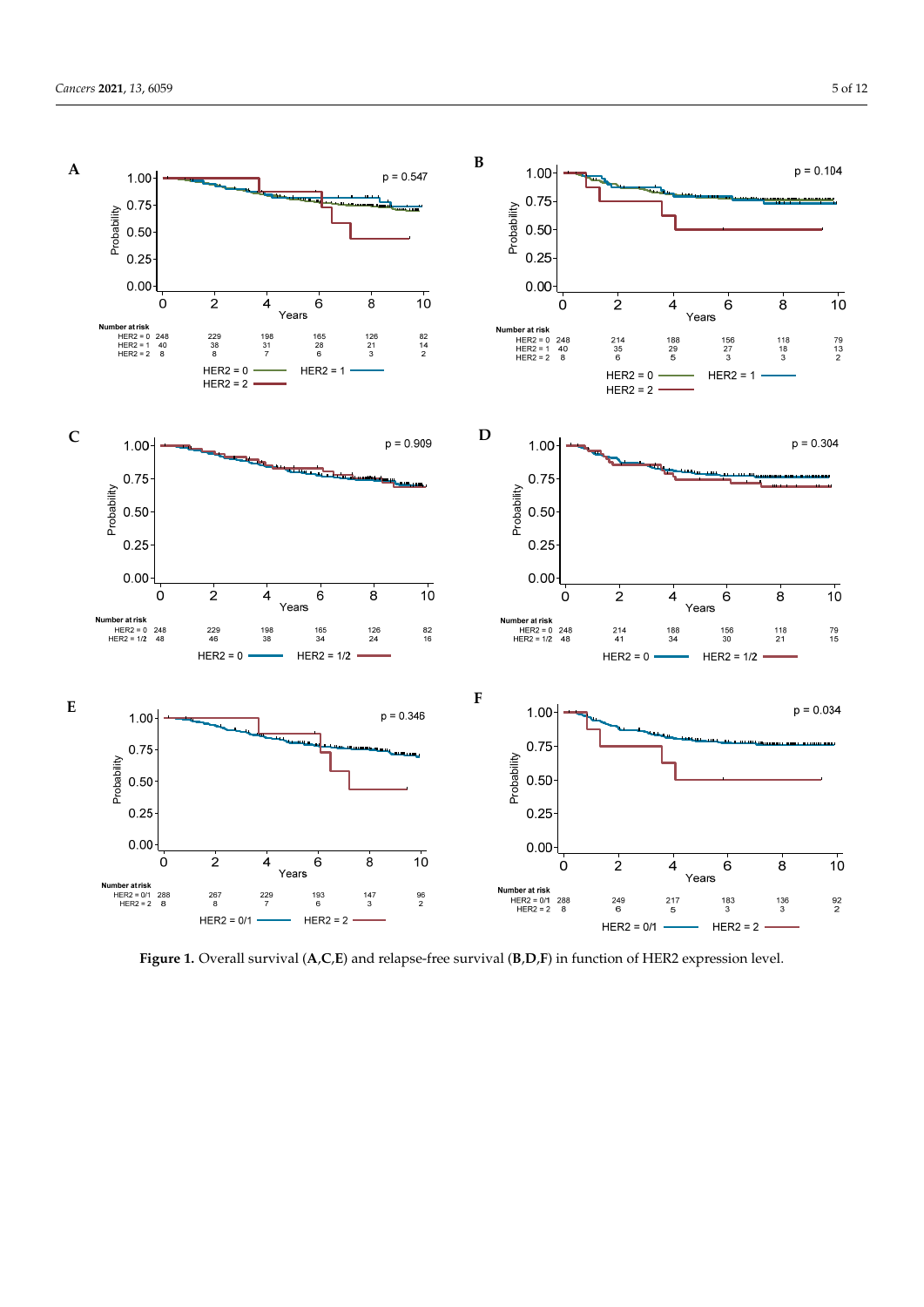**Figure 1.** Overall survival (**A**,**C**,**E**) and relapse-free survival (**B**,**D**,**F**) in function of HER2 expression level.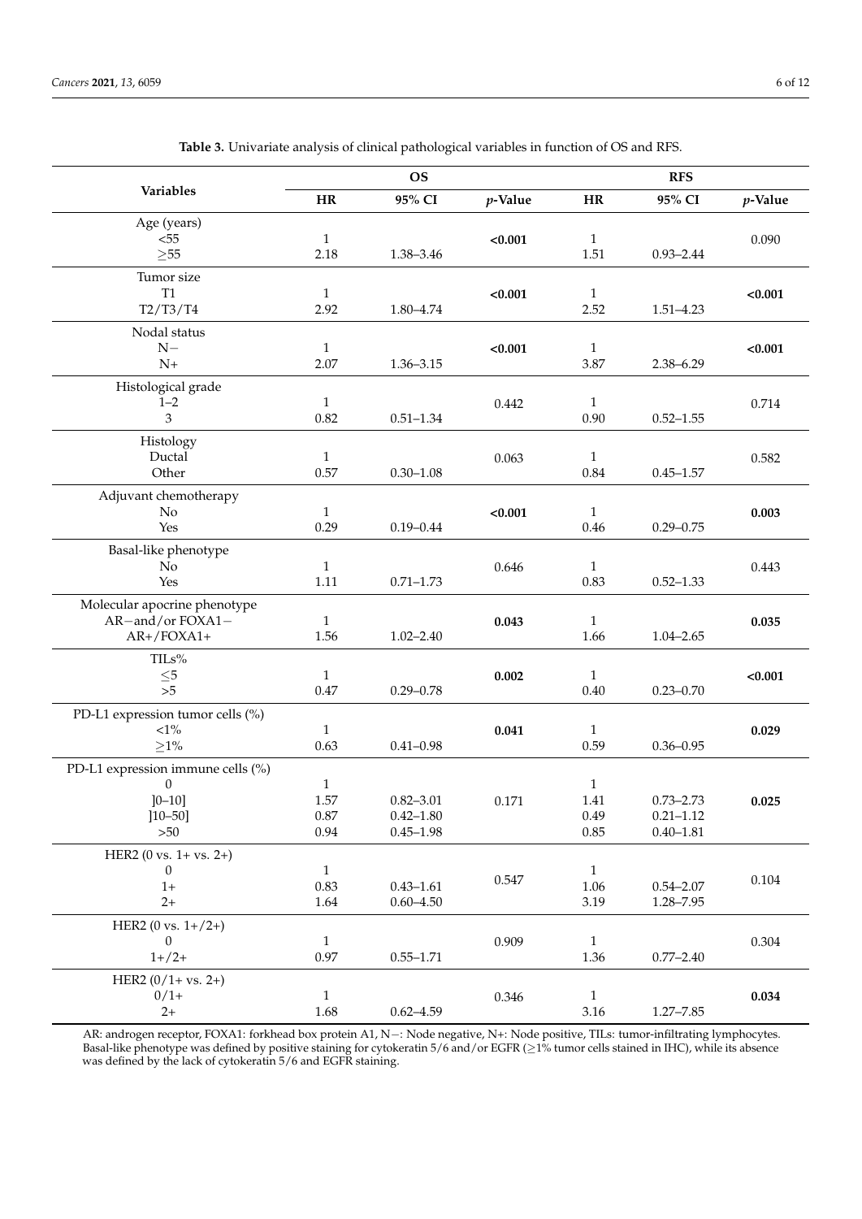**Table 3.** Univariate analysis of clinical pathological variables in function of OS and RFS.

| Variables | OS | | | RFS | | |
|---|---|---|---|---|---|---|
| | HR | 95% CI | *p*-Value | HR | 95% CI | *p*-Value |
| Age (years) | | | | | | |
| <55 | 1 | | **<0.001** | 1 | | 0.090 |
| ≥55 | 2.18 | 1.38–3.46 | | 1.51 | 0.93–2.44 | |
| Tumor size | | | | | | |
| T1 | 1 | | **<0.001** | 1 | | **<0.001** |
| T2/T3/T4 | 2.92 | 1.80–4.74 | | 2.52 | 1.51–4.23 | |
| Nodal status | | | | | | |
| N− | 1 | | **<0.001** | 1 | | **<0.001** |
| N+ | 2.07 | 1.36–3.15 | | 3.87 | 2.38–6.29 | |
| Histological grade | | | | | | |
| 1–2 | 1 | | 0.442 | 1 | | 0.714 |
| 3 | 0.82 | 0.51–1.34 | | 0.90 | 0.52–1.55 | |
| Histology | | | | | | |
| Ductal | 1 | | 0.063 | 1 | | 0.582 |
| Other | 0.57 | 0.30–1.08 | | 0.84 | 0.45–1.57 | |
| Adjuvant chemotherapy | | | | | | |
| No | 1 | | **<0.001** | 1 | | **0.003** |
| Yes | 0.29 | 0.19–0.44 | | 0.46 | 0.29–0.75 | |
| Basal-like phenotype | | | | | | |
| No | 1 | | 0.646 | 1 | | 0.443 |
| Yes | 1.11 | 0.71–1.73 | | 0.83 | 0.52–1.33 | |
| Molecular apocrine phenotype | | | | | | |
| AR−and/or FOXA1− | 1 | | **0.043** | 1 | | **0.035** |
| AR+/FOXA1+ | 1.56 | 1.02–2.40 | | 1.66 | 1.04–2.65 | |
| TILs% | | | | | | |
| ≤5 | 1 | | **0.002** | 1 | | **<0.001** |
| >5 | 0.47 | 0.29–0.78 | | 0.40 | 0.23–0.70 | |
| PD-L1 expression tumor cells (%) | | | | | | |
| <1% | 1 | | **0.041** | 1 | | **0.029** |
| ≥1% | 0.63 | 0.41–0.98 | | 0.59 | 0.36–0.95 | |
| PD-L1 expression immune cells (%) | | | | | | |
| 0 | 1 | | 0.171 | 1 | | **0.025** |
| ]0–10] | 1.57 | 0.82–3.01 | | 1.41 | 0.73–2.73 | |
| ]10–50] | 0.87 | 0.42–1.80 | | 0.49 | 0.21–1.12 | |
| >50 | 0.94 | 0.45–1.98 | | 0.85 | 0.40–1.81 | |
| HER2 (0 vs. 1+ vs. 2+) | | | | | | |
| 0 | 1 | | 0.547 | 1 | | 0.104 |
| 1+ | 0.83 | 0.43–1.61 | | 1.06 | 0.54–2.07 | |
| 2+ | 1.64 | 0.60–4.50 | | 3.19 | 1.28–7.95 | |
| HER2 (0 vs. 1+/2+) | | | | | | |
| 0 | 1 | | 0.909 | 1 | | 0.304 |
| 1+/2+ | 0.97 | 0.55–1.71 | | 1.36 | 0.77–2.40 | |
| HER2 (0/1+ vs. 2+) | | | | | | |
| 0/1+ | 1 | | 0.346 | 1 | | **0.034** |
| 2+ | 1.68 | 0.62–4.59 | | 3.16 | 1.27–7.85 | |

AR: androgen receptor, FOXA1: forkhead box protein A1, N−: Node negative, N+: Node positive, TILs: tumor-infiltrating lymphocytes. Basal-like phenotype was defined by positive staining for cytokeratin 5/6 and/or EGFR (≥1% tumor cells stained in IHC), while its absence was defined by the lack of cytokeratin 5/6 and EGFR staining.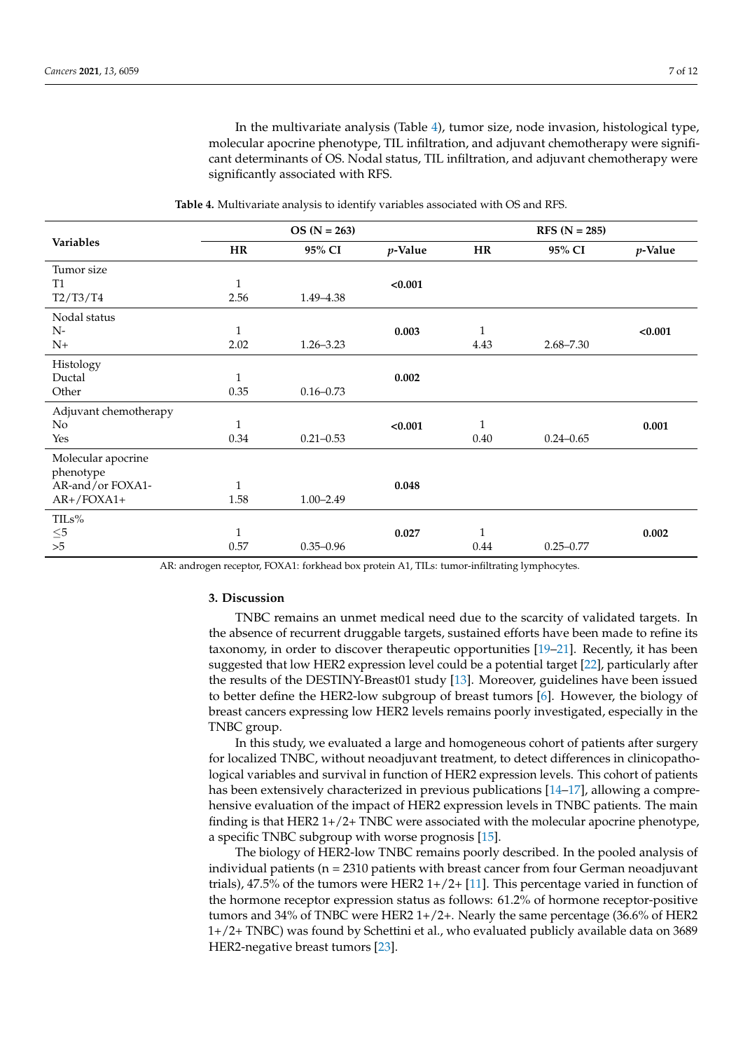In the multivariate analysis (Table 4), tumor size, node invasion, histological type, molecular apocrine phenotype, TIL infiltration, and adjuvant chemotherapy were significant determinants of OS. Nodal status, TIL infiltration, and adjuvant chemotherapy were significantly associated with RFS.

**Table 4.** Multivariate analysis to identify variables associated with OS and RFS.

| Variables | OS (N = 263) | | | RFS (N = 285) | | |
|---|---|---|---|---|---|---|
| | HR | 95% CI | *p*-Value | HR | 95% CI | *p*-Value |
| Tumor size | | | | | | |
| T1 | 1 | | **<0.001** | | | |
| T2/T3/T4 | 2.56 | 1.49–4.38 | | | | |
| Nodal status | | | | | | |
| N- | 1 | | **0.003** | 1 | | **<0.001** |
| N+ | 2.02 | 1.26–3.23 | | 4.43 | 2.68–7.30 | |
| Histology | | | | | | |
| Ductal | 1 | | **0.002** | | | |
| Other | 0.35 | 0.16–0.73 | | | | |
| Adjuvant chemotherapy | | | | | | |
| No | 1 | | **<0.001** | 1 | | **0.001** |
| Yes | 0.34 | 0.21–0.53 | | 0.40 | 0.24–0.65 | |
| Molecular apocrine phenotype | | | | | | |
| AR-and/or FOXA1- | 1 | | **0.048** | | | |
| AR+/FOXA1+ | 1.58 | 1.00–2.49 | | | | |
| TILs% | | | | | | |
| ≤5 | 1 | | **0.027** | 1 | | **0.002** |
| >5 | 0.57 | 0.35–0.96 | | 0.44 | 0.25–0.77 | |

AR: androgen receptor, FOXA1: forkhead box protein A1, TILs: tumor-infiltrating lymphocytes.

## 3. Discussion

TNBC remains an unmet medical need due to the scarcity of validated targets. In the absence of recurrent druggable targets, sustained efforts have been made to refine its taxonomy, in order to discover therapeutic opportunities [19–21]. Recently, it has been suggested that low HER2 expression level could be a potential target [22], particularly after the results of the DESTINY-Breast01 study [13]. Moreover, guidelines have been issued to better define the HER2-low subgroup of breast tumors [6]. However, the biology of breast cancers expressing low HER2 levels remains poorly investigated, especially in the TNBC group.

In this study, we evaluated a large and homogeneous cohort of patients after surgery for localized TNBC, without neoadjuvant treatment, to detect differences in clinicopathological variables and survival in function of HER2 expression levels. This cohort of patients has been extensively characterized in previous publications [14–17], allowing a comprehensive evaluation of the impact of HER2 expression levels in TNBC patients. The main finding is that HER2 1+/2+ TNBC were associated with the molecular apocrine phenotype, a specific TNBC subgroup with worse prognosis [15].

The biology of HER2-low TNBC remains poorly described. In the pooled analysis of individual patients (n = 2310 patients with breast cancer from four German neoadjuvant trials), 47.5% of the tumors were HER2 1+/2+ [11]. This percentage varied in function of the hormone receptor expression status as follows: 61.2% of hormone receptor-positive tumors and 34% of TNBC were HER2 1+/2+. Nearly the same percentage (36.6% of HER2 1+/2+ TNBC) was found by Schettini et al., who evaluated publicly available data on 3689 HER2-negative breast tumors [23].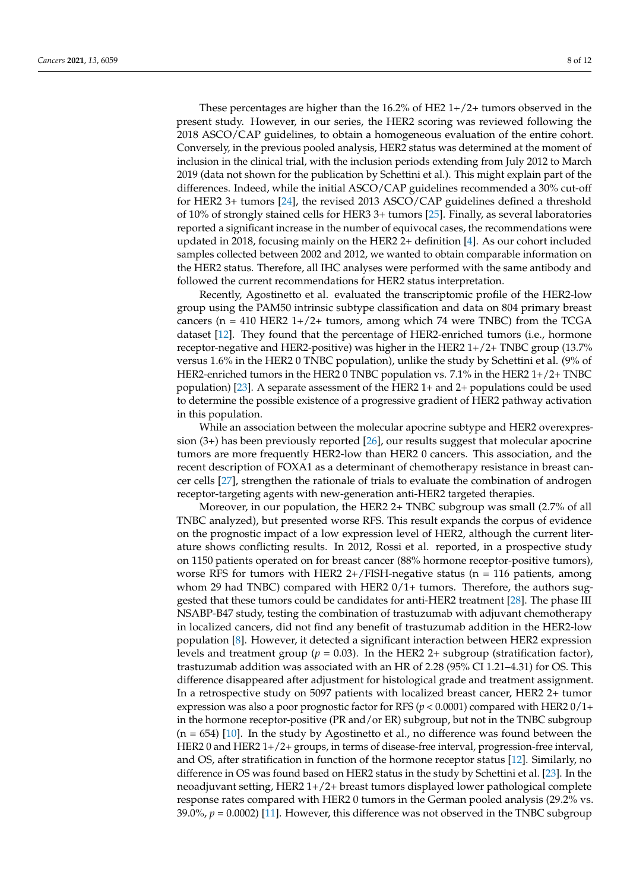These percentages are higher than the 16.2% of HE2 1+/2+ tumors observed in the present study. However, in our series, the HER2 scoring was reviewed following the 2018 ASCO/CAP guidelines, to obtain a homogeneous evaluation of the entire cohort. Conversely, in the previous pooled analysis, HER2 status was determined at the moment of inclusion in the clinical trial, with the inclusion periods extending from July 2012 to March 2019 (data not shown for the publication by Schettini et al.). This might explain part of the differences. Indeed, while the initial ASCO/CAP guidelines recommended a 30% cut-off for HER2 3+ tumors [24], the revised 2013 ASCO/CAP guidelines defined a threshold of 10% of strongly stained cells for HER3 3+ tumors [25]. Finally, as several laboratories reported a significant increase in the number of equivocal cases, the recommendations were updated in 2018, focusing mainly on the HER2 2+ definition [4]. As our cohort included samples collected between 2002 and 2012, we wanted to obtain comparable information on the HER2 status. Therefore, all IHC analyses were performed with the same antibody and followed the current recommendations for HER2 status interpretation.

Recently, Agostinetto et al. evaluated the transcriptomic profile of the HER2-low group using the PAM50 intrinsic subtype classification and data on 804 primary breast cancers (n = 410 HER2 1+/2+ tumors, among which 74 were TNBC) from the TCGA dataset [12]. They found that the percentage of HER2-enriched tumors (i.e., hormone receptor-negative and HER2-positive) was higher in the HER2 1+/2+ TNBC group (13.7% versus 1.6% in the HER2 0 TNBC population), unlike the study by Schettini et al. (9% of HER2-enriched tumors in the HER2 0 TNBC population vs. 7.1% in the HER2 1+/2+ TNBC population) [23]. A separate assessment of the HER2 1+ and 2+ populations could be used to determine the possible existence of a progressive gradient of HER2 pathway activation in this population.

While an association between the molecular apocrine subtype and HER2 overexpression (3+) has been previously reported [26], our results suggest that molecular apocrine tumors are more frequently HER2-low than HER2 0 cancers. This association, and the recent description of FOXA1 as a determinant of chemotherapy resistance in breast cancer cells [27], strengthen the rationale of trials to evaluate the combination of androgen receptor-targeting agents with new-generation anti-HER2 targeted therapies.

Moreover, in our population, the HER2 2+ TNBC subgroup was small (2.7% of all TNBC analyzed), but presented worse RFS. This result expands the corpus of evidence on the prognostic impact of a low expression level of HER2, although the current literature shows conflicting results. In 2012, Rossi et al. reported, in a prospective study on 1150 patients operated on for breast cancer (88% hormone receptor-positive tumors), worse RFS for tumors with HER2 2+/FISH-negative status (n = 116 patients, among whom 29 had TNBC) compared with HER2 0/1+ tumors. Therefore, the authors suggested that these tumors could be candidates for anti-HER2 treatment [28]. The phase III NSABP-B47 study, testing the combination of trastuzumab with adjuvant chemotherapy in localized cancers, did not find any benefit of trastuzumab addition in the HER2-low population [8]. However, it detected a significant interaction between HER2 expression levels and treatment group ($p$ = 0.03). In the HER2 2+ subgroup (stratification factor), trastuzumab addition was associated with an HR of 2.28 (95% CI 1.21–4.31) for OS. This difference disappeared after adjustment for histological grade and treatment assignment. In a retrospective study on 5097 patients with localized breast cancer, HER2 2+ tumor expression was also a poor prognostic factor for RFS ($p < 0.0001$) compared with HER2 0/1+ in the hormone receptor-positive (PR and/or ER) subgroup, but not in the TNBC subgroup (n = 654) [10]. In the study by Agostinetto et al., no difference was found between the HER2 0 and HER2 1+/2+ groups, in terms of disease-free interval, progression-free interval, and OS, after stratification in function of the hormone receptor status [12]. Similarly, no difference in OS was found based on HER2 status in the study by Schettini et al. [23]. In the neoadjuvant setting, HER2 1+/2+ breast tumors displayed lower pathological complete response rates compared with HER2 0 tumors in the German pooled analysis (29.2% vs. 39.0%, $p$ = 0.0002) [11]. However, this difference was not observed in the TNBC subgroup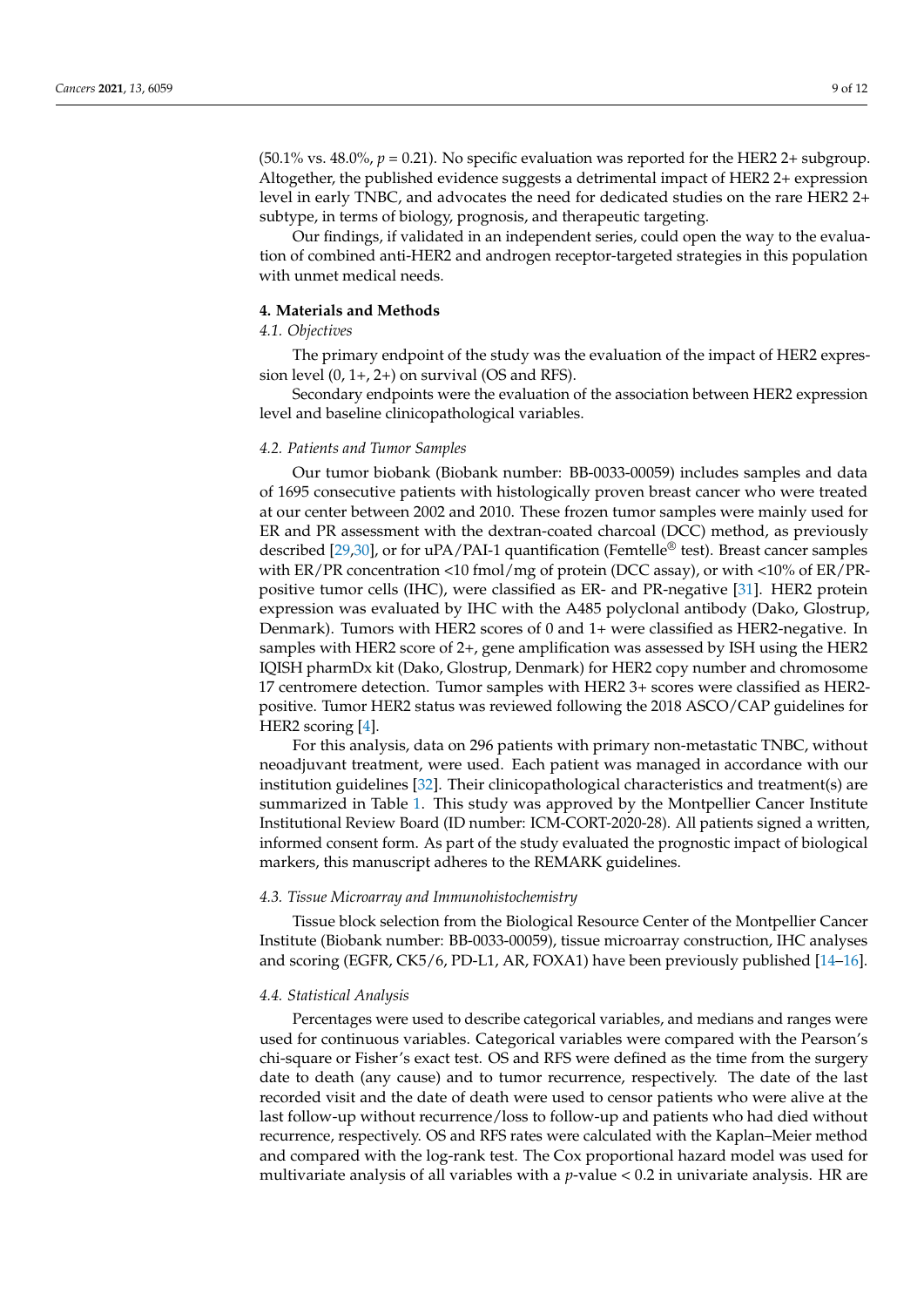(50.1% vs. 48.0%, $p = 0.21$). No specific evaluation was reported for the HER2 2+ subgroup. Altogether, the published evidence suggests a detrimental impact of HER2 2+ expression level in early TNBC, and advocates the need for dedicated studies on the rare HER2 2+ subtype, in terms of biology, prognosis, and therapeutic targeting.

Our findings, if validated in an independent series, could open the way to the evaluation of combined anti-HER2 and androgen receptor-targeted strategies in this population with unmet medical needs.

## 4. Materials and Methods

### *4.1. Objectives*

The primary endpoint of the study was the evaluation of the impact of HER2 expression level (0, 1+, 2+) on survival (OS and RFS).

Secondary endpoints were the evaluation of the association between HER2 expression level and baseline clinicopathological variables.

### *4.2. Patients and Tumor Samples*

Our tumor biobank (Biobank number: BB-0033-00059) includes samples and data of 1695 consecutive patients with histologically proven breast cancer who were treated at our center between 2002 and 2010. These frozen tumor samples were mainly used for ER and PR assessment with the dextran-coated charcoal (DCC) method, as previously described [29,30], or for uPA/PAI-1 quantification (Femtelle® test). Breast cancer samples with ER/PR concentration <10 fmol/mg of protein (DCC assay), or with <10% of ER/PR-positive tumor cells (IHC), were classified as ER- and PR-negative [31]. HER2 protein expression was evaluated by IHC with the A485 polyclonal antibody (Dako, Glostrup, Denmark). Tumors with HER2 scores of 0 and 1+ were classified as HER2-negative. In samples with HER2 score of 2+, gene amplification was assessed by ISH using the HER2 IQISH pharmDx kit (Dako, Glostrup, Denmark) for HER2 copy number and chromosome 17 centromere detection. Tumor samples with HER2 3+ scores were classified as HER2-positive. Tumor HER2 status was reviewed following the 2018 ASCO/CAP guidelines for HER2 scoring [4].

For this analysis, data on 296 patients with primary non-metastatic TNBC, without neoadjuvant treatment, were used. Each patient was managed in accordance with our institution guidelines [32]. Their clinicopathological characteristics and treatment(s) are summarized in Table 1. This study was approved by the Montpellier Cancer Institute Institutional Review Board (ID number: ICM-CORT-2020-28). All patients signed a written, informed consent form. As part of the study evaluated the prognostic impact of biological markers, this manuscript adheres to the REMARK guidelines.

### *4.3. Tissue Microarray and Immunohistochemistry*

Tissue block selection from the Biological Resource Center of the Montpellier Cancer Institute (Biobank number: BB-0033-00059), tissue microarray construction, IHC analyses and scoring (EGFR, CK5/6, PD-L1, AR, FOXA1) have been previously published [14–16].

### *4.4. Statistical Analysis*

Percentages were used to describe categorical variables, and medians and ranges were used for continuous variables. Categorical variables were compared with the Pearson's chi-square or Fisher's exact test. OS and RFS were defined as the time from the surgery date to death (any cause) and to tumor recurrence, respectively. The date of the last recorded visit and the date of death were used to censor patients who were alive at the last follow-up without recurrence/loss to follow-up and patients who had died without recurrence, respectively. OS and RFS rates were calculated with the Kaplan–Meier method and compared with the log-rank test. The Cox proportional hazard model was used for multivariate analysis of all variables with a $p$-value < 0.2 in univariate analysis. HR are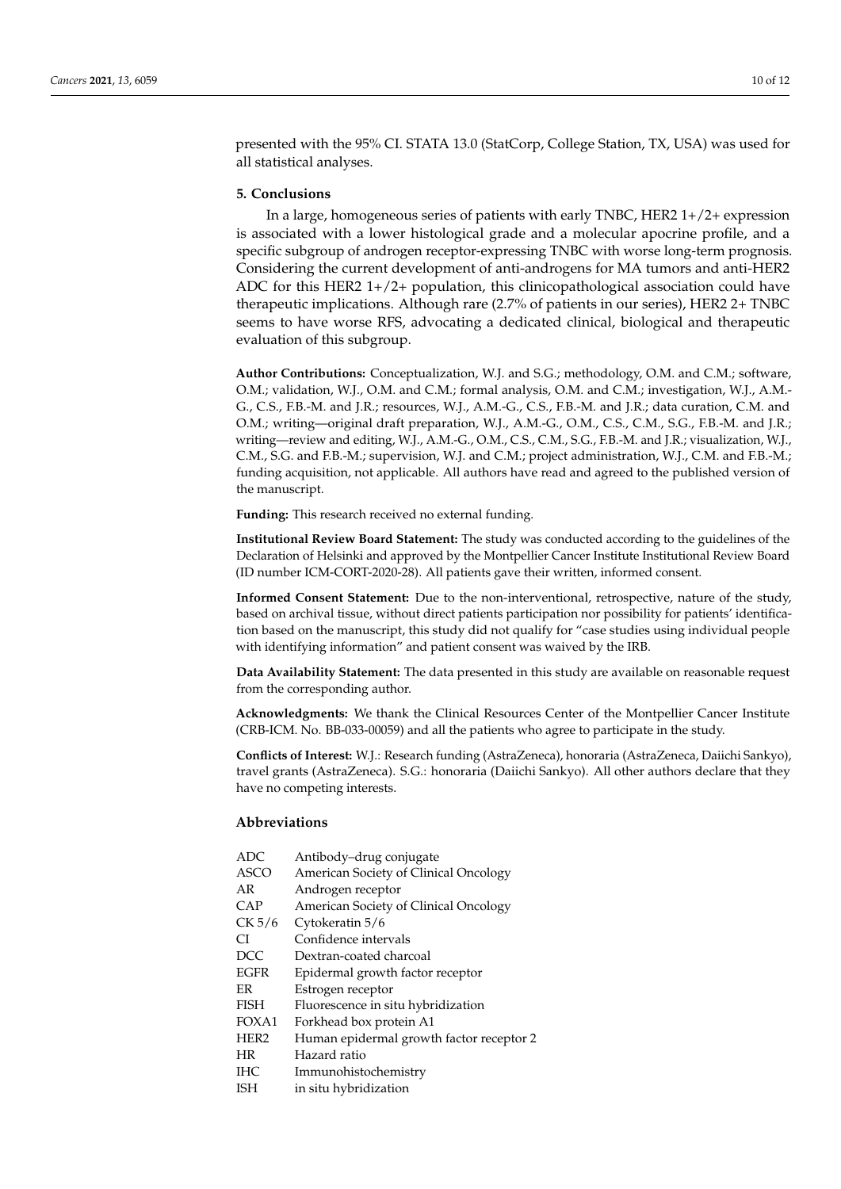presented with the 95% CI. STATA 13.0 (StatCorp, College Station, TX, USA) was used for all statistical analyses.

## 5. Conclusions

In a large, homogeneous series of patients with early TNBC, HER2 1+/2+ expression is associated with a lower histological grade and a molecular apocrine profile, and a specific subgroup of androgen receptor-expressing TNBC with worse long-term prognosis. Considering the current development of anti-androgens for MA tumors and anti-HER2 ADC for this HER2 1+/2+ population, this clinicopathological association could have therapeutic implications. Although rare (2.7% of patients in our series), HER2 2+ TNBC seems to have worse RFS, advocating a dedicated clinical, biological and therapeutic evaluation of this subgroup.

**Author Contributions:** Conceptualization, W.J. and S.G.; methodology, O.M. and C.M.; software, O.M.; validation, W.J., O.M. and C.M.; formal analysis, O.M. and C.M.; investigation, W.J., A.M.-G., C.S., F.B.-M. and J.R.; resources, W.J., A.M.-G., C.S., F.B.-M. and J.R.; data curation, C.M. and O.M.; writing—original draft preparation, W.J., A.M.-G., O.M., C.S., C.M., S.G., F.B.-M. and J.R.; writing—review and editing, W.J., A.M.-G., O.M., C.S., C.M., S.G., F.B.-M. and J.R.; visualization, W.J., C.M., S.G. and F.B.-M.; supervision, W.J. and C.M.; project administration, W.J., C.M. and F.B.-M.; funding acquisition, not applicable. All authors have read and agreed to the published version of the manuscript.

**Funding:** This research received no external funding.

**Institutional Review Board Statement:** The study was conducted according to the guidelines of the Declaration of Helsinki and approved by the Montpellier Cancer Institute Institutional Review Board (ID number ICM-CORT-2020-28). All patients gave their written, informed consent.

**Informed Consent Statement:** Due to the non-interventional, retrospective, nature of the study, based on archival tissue, without direct patients participation nor possibility for patients' identification based on the manuscript, this study did not qualify for "case studies using individual people with identifying information" and patient consent was waived by the IRB.

**Data Availability Statement:** The data presented in this study are available on reasonable request from the corresponding author.

**Acknowledgments:** We thank the Clinical Resources Center of the Montpellier Cancer Institute (CRB-ICM. No. BB-033-00059) and all the patients who agree to participate in the study.

**Conflicts of Interest:** W.J.: Research funding (AstraZeneca), honoraria (AstraZeneca, Daiichi Sankyo), travel grants (AstraZeneca). S.G.: honoraria (Daiichi Sankyo). All other authors declare that they have no competing interests.

## Abbreviations

| | |
|---|---|
| ADC | Antibody–drug conjugate |
| ASCO | American Society of Clinical Oncology |
| AR | Androgen receptor |
| CAP | American Society of Clinical Oncology |
| CK 5/6 | Cytokeratin 5/6 |
| CI | Confidence intervals |
| DCC | Dextran-coated charcoal |
| EGFR | Epidermal growth factor receptor |
| ER | Estrogen receptor |
| FISH | Fluorescence in situ hybridization |
| FOXA1 | Forkhead box protein A1 |
| HER2 | Human epidermal growth factor receptor 2 |
| HR | Hazard ratio |
| IHC | Immunohistochemistry |
| ISH | in situ hybridization |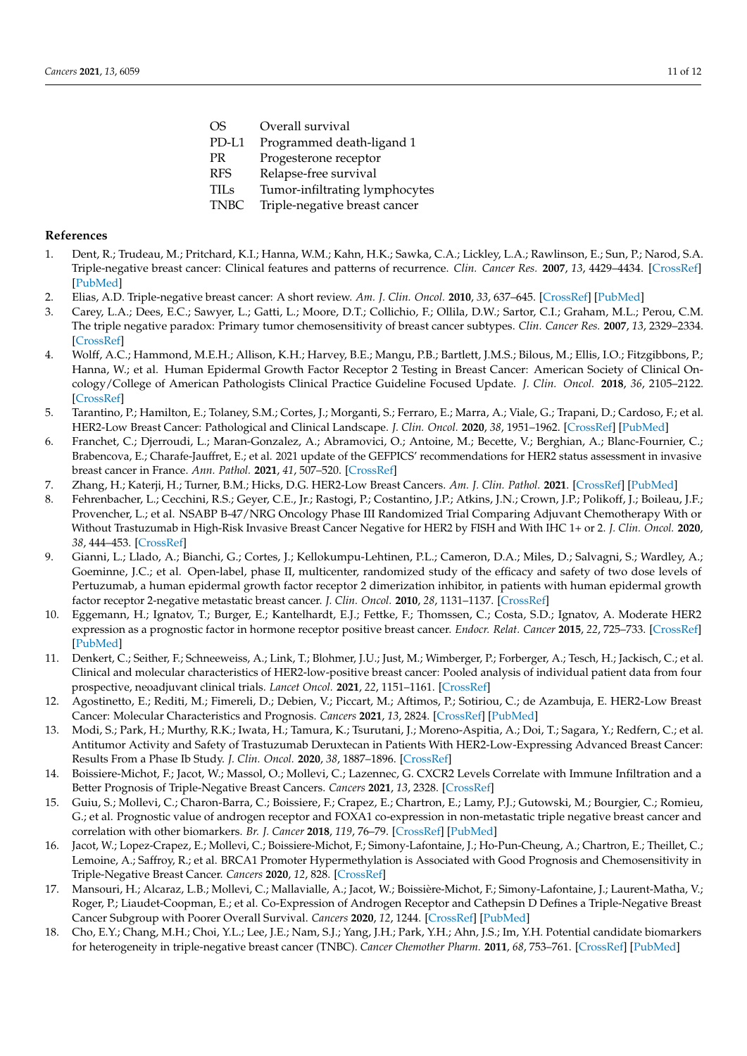| | |
|---|---|
| OS | Overall survival |
| PD-L1 | Programmed death-ligand 1 |
| PR | Progesterone receptor |
| RFS | Relapse-free survival |
| TILs | Tumor-infiltrating lymphocytes |
| TNBC | Triple-negative breast cancer |

## References

1. Dent, R.; Trudeau, M.; Pritchard, K.I.; Hanna, W.M.; Kahn, H.K.; Sawka, C.A.; Lickley, L.A.; Rawlinson, E.; Sun, P.; Narod, S.A. Triple-negative breast cancer: Clinical features and patterns of recurrence. *Clin. Cancer Res.* **2007**, *13*, 4429–4434. [CrossRef] [PubMed]
2. Elias, A.D. Triple-negative breast cancer: A short review. *Am. J. Clin. Oncol.* **2010**, *33*, 637–645. [CrossRef] [PubMed]
3. Carey, L.A.; Dees, E.C.; Sawyer, L.; Gatti, L.; Moore, D.T.; Collichio, F.; Ollila, D.W.; Sartor, C.I.; Graham, M.L.; Perou, C.M. The triple negative paradox: Primary tumor chemosensitivity of breast cancer subtypes. *Clin. Cancer Res.* **2007**, *13*, 2329–2334. [CrossRef]
4. Wolff, A.C.; Hammond, M.E.H.; Allison, K.H.; Harvey, B.E.; Mangu, P.B.; Bartlett, J.M.S.; Bilous, M.; Ellis, I.O.; Fitzgibbons, P.; Hanna, W.; et al. Human Epidermal Growth Factor Receptor 2 Testing in Breast Cancer: American Society of Clinical Oncology/College of American Pathologists Clinical Practice Guideline Focused Update. *J. Clin. Oncol.* **2018**, *36*, 2105–2122. [CrossRef]
5. Tarantino, P.; Hamilton, E.; Tolaney, S.M.; Cortes, J.; Morganti, S.; Ferraro, E.; Marra, A.; Viale, G.; Trapani, D.; Cardoso, F.; et al. HER2-Low Breast Cancer: Pathological and Clinical Landscape. *J. Clin. Oncol.* **2020**, *38*, 1951–1962. [CrossRef] [PubMed]
6. Franchet, C.; Djerroudi, L.; Maran-Gonzalez, A.; Abramovici, O.; Antoine, M.; Becette, V.; Berghian, A.; Blanc-Fournier, C.; Brabencova, E.; Charafe-Jauffret, E.; et al. 2021 update of the GEFPICS' recommendations for HER2 status assessment in invasive breast cancer in France. *Ann. Pathol.* **2021**, *41*, 507–520. [CrossRef]
7. Zhang, H.; Katerji, H.; Turner, B.M.; Hicks, D.G. HER2-Low Breast Cancers. *Am. J. Clin. Pathol.* **2021**. [CrossRef] [PubMed]
8. Fehrenbacher, L.; Cecchini, R.S.; Geyer, C.E., Jr.; Rastogi, P.; Costantino, J.P.; Atkins, J.N.; Crown, J.P.; Polikoff, J.; Boileau, J.F.; Provencher, L.; et al. NSABP B-47/NRG Oncology Phase III Randomized Trial Comparing Adjuvant Chemotherapy With or Without Trastuzumab in High-Risk Invasive Breast Cancer Negative for HER2 by FISH and With IHC 1+ or 2. *J. Clin. Oncol.* **2020**, *38*, 444–453. [CrossRef]
9. Gianni, L.; Llado, A.; Bianchi, G.; Cortes, J.; Kellokumpu-Lehtinen, P.L.; Cameron, D.A.; Miles, D.; Salvagni, S.; Wardley, A.; Goeminne, J.C.; et al. Open-label, phase II, multicenter, randomized study of the efficacy and safety of two dose levels of Pertuzumab, a human epidermal growth factor receptor 2 dimerization inhibitor, in patients with human epidermal growth factor receptor 2-negative metastatic breast cancer. *J. Clin. Oncol.* **2010**, *28*, 1131–1137. [CrossRef]
10. Eggemann, H.; Ignatov, T.; Burger, E.; Kantelhardt, E.J.; Fettke, F.; Thomssen, C.; Costa, S.D.; Ignatov, A. Moderate HER2 expression as a prognostic factor in hormone receptor positive breast cancer. *Endocr. Relat. Cancer* **2015**, *22*, 725–733. [CrossRef] [PubMed]
11. Denkert, C.; Seither, F.; Schneeweiss, A.; Link, T.; Blohmer, J.U.; Just, M.; Wimberger, P.; Forberger, A.; Tesch, H.; Jackisch, C.; et al. Clinical and molecular characteristics of HER2-low-positive breast cancer: Pooled analysis of individual patient data from four prospective, neoadjuvant clinical trials. *Lancet Oncol.* **2021**, *22*, 1151–1161. [CrossRef]
12. Agostinetto, E.; Rediti, M.; Fimereli, D.; Debien, V.; Piccart, M.; Aftimos, P.; Sotiriou, C.; de Azambuja, E. HER2-Low Breast Cancer: Molecular Characteristics and Prognosis. *Cancers* **2021**, *13*, 2824. [CrossRef] [PubMed]
13. Modi, S.; Park, H.; Murthy, R.K.; Iwata, H.; Tamura, K.; Tsurutani, J.; Moreno-Aspitia, A.; Doi, T.; Sagara, Y.; Redfern, C.; et al. Antitumor Activity and Safety of Trastuzumab Deruxtecan in Patients With HER2-Low-Expressing Advanced Breast Cancer: Results From a Phase Ib Study. *J. Clin. Oncol.* **2020**, *38*, 1887–1896. [CrossRef]
14. Boissiere-Michot, F.; Jacot, W.; Massol, O.; Mollevi, C.; Lazennec, G. CXCR2 Levels Correlate with Immune Infiltration and a Better Prognosis of Triple-Negative Breast Cancers. *Cancers* **2021**, *13*, 2328. [CrossRef]
15. Guiu, S.; Mollevi, C.; Charon-Barra, C.; Boissiere, F.; Crapez, E.; Chartron, E.; Lamy, P.J.; Gutowski, M.; Bourgier, C.; Romieu, G.; et al. Prognostic value of androgen receptor and FOXA1 co-expression in non-metastatic triple negative breast cancer and correlation with other biomarkers. *Br. J. Cancer* **2018**, *119*, 76–79. [CrossRef] [PubMed]
16. Jacot, W.; Lopez-Crapez, E.; Mollevi, C.; Boissiere-Michot, F.; Simony-Lafontaine, J.; Ho-Pun-Cheung, A.; Chartron, E.; Theillet, C.; Lemoine, A.; Saffroy, R.; et al. BRCA1 Promoter Hypermethylation is Associated with Good Prognosis and Chemosensitivity in Triple-Negative Breast Cancer. *Cancers* **2020**, *12*, 828. [CrossRef]
17. Mansouri, H.; Alcaraz, L.B.; Mollevi, C.; Mallavialle, A.; Jacot, W.; Boissière-Michot, F.; Simony-Lafontaine, J.; Laurent-Matha, V.; Roger, P.; Liaudet-Coopman, E.; et al. Co-Expression of Androgen Receptor and Cathepsin D Defines a Triple-Negative Breast Cancer Subgroup with Poorer Overall Survival. *Cancers* **2020**, *12*, 1244. [CrossRef] [PubMed]
18. Cho, E.Y.; Chang, M.H.; Choi, Y.L.; Lee, J.E.; Nam, S.J.; Yang, J.H.; Park, Y.H.; Ahn, J.S.; Im, Y.H. Potential candidate biomarkers for heterogeneity in triple-negative breast cancer (TNBC). *Cancer Chemother Pharm.* **2011**, *68*, 753–761. [CrossRef] [PubMed]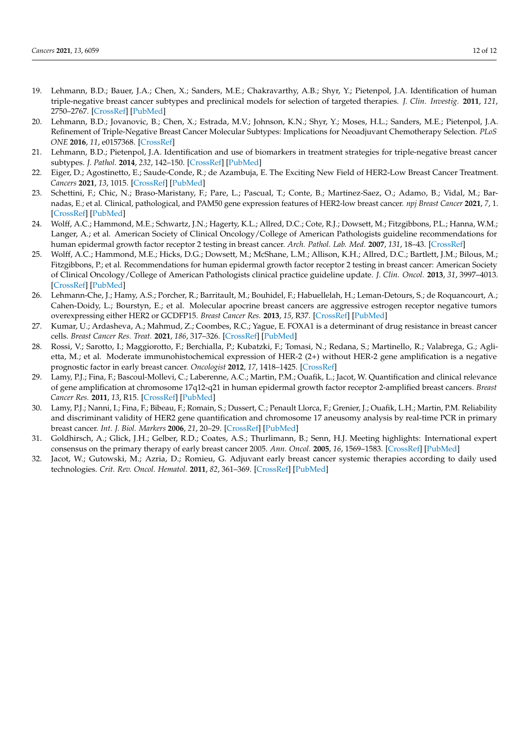19. Lehmann, B.D.; Bauer, J.A.; Chen, X.; Sanders, M.E.; Chakravarthy, A.B.; Shyr, Y.; Pietenpol, J.A. Identification of human triple-negative breast cancer subtypes and preclinical models for selection of targeted therapies. *J. Clin. Investig.* **2011**, *121*, 2750–2767. [CrossRef] [PubMed]
20. Lehmann, B.D.; Jovanovic, B.; Chen, X.; Estrada, M.V.; Johnson, K.N.; Shyr, Y.; Moses, H.L.; Sanders, M.E.; Pietenpol, J.A. Refinement of Triple-Negative Breast Cancer Molecular Subtypes: Implications for Neoadjuvant Chemotherapy Selection. *PLoS ONE* **2016**, *11*, e0157368. [CrossRef]
21. Lehmann, B.D.; Pietenpol, J.A. Identification and use of biomarkers in treatment strategies for triple-negative breast cancer subtypes. *J. Pathol.* **2014**, *232*, 142–150. [CrossRef] [PubMed]
22. Eiger, D.; Agostinetto, E.; Saude-Conde, R.; de Azambuja, E. The Exciting New Field of HER2-Low Breast Cancer Treatment. *Cancers* **2021**, *13*, 1015. [CrossRef] [PubMed]
23. Schettini, F.; Chic, N.; Braso-Maristany, F.; Pare, L.; Pascual, T.; Conte, B.; Martinez-Saez, O.; Adamo, B.; Vidal, M.; Barnadas, E.; et al. Clinical, pathological, and PAM50 gene expression features of HER2-low breast cancer. *npj Breast Cancer* **2021**, *7*, 1. [CrossRef] [PubMed]
24. Wolff, A.C.; Hammond, M.E.; Schwartz, J.N.; Hagerty, K.L.; Allred, D.C.; Cote, R.J.; Dowsett, M.; Fitzgibbons, P.L.; Hanna, W.M.; Langer, A.; et al. American Society of Clinical Oncology/College of American Pathologists guideline recommendations for human epidermal growth factor receptor 2 testing in breast cancer. *Arch. Pathol. Lab. Med.* **2007**, *131*, 18–43. [CrossRef]
25. Wolff, A.C.; Hammond, M.E.; Hicks, D.G.; Dowsett, M.; McShane, L.M.; Allison, K.H.; Allred, D.C.; Bartlett, J.M.; Bilous, M.; Fitzgibbons, P.; et al. Recommendations for human epidermal growth factor receptor 2 testing in breast cancer: American Society of Clinical Oncology/College of American Pathologists clinical practice guideline update. *J. Clin. Oncol.* **2013**, *31*, 3997–4013. [CrossRef] [PubMed]
26. Lehmann-Che, J.; Hamy, A.S.; Porcher, R.; Barritault, M.; Bouhidel, F.; Habuellelah, H.; Leman-Detours, S.; de Roquancourt, A.; Cahen-Doidy, L.; Bourstyn, E.; et al. Molecular apocrine breast cancers are aggressive estrogen receptor negative tumors overexpressing either HER2 or GCDFP15. *Breast Cancer Res.* **2013**, *15*, R37. [CrossRef] [PubMed]
27. Kumar, U.; Ardasheva, A.; Mahmud, Z.; Coombes, R.C.; Yague, E. FOXA1 is a determinant of drug resistance in breast cancer cells. *Breast Cancer Res. Treat.* **2021**, *186*, 317–326. [CrossRef] [PubMed]
28. Rossi, V.; Sarotto, I.; Maggiorotto, F.; Berchialla, P.; Kubatzki, F.; Tomasi, N.; Redana, S.; Martinello, R.; Valabrega, G.; Aglietta, M.; et al. Moderate immunohistochemical expression of HER-2 (2+) without HER-2 gene amplification is a negative prognostic factor in early breast cancer. *Oncologist* **2012**, *17*, 1418–1425. [CrossRef]
29. Lamy, P.J.; Fina, F.; Bascoul-Mollevi, C.; Laberenne, A.C.; Martin, P.M.; Ouafik, L.; Jacot, W. Quantification and clinical relevance of gene amplification at chromosome 17q12-q21 in human epidermal growth factor receptor 2-amplified breast cancers. *Breast Cancer Res.* **2011**, *13*, R15. [CrossRef] [PubMed]
30. Lamy, P.J.; Nanni, I.; Fina, F.; Bibeau, F.; Romain, S.; Dussert, C.; Penault Llorca, F.; Grenier, J.; Ouafik, L.H.; Martin, P.M. Reliability and discriminant validity of HER2 gene quantification and chromosome 17 aneusomy analysis by real-time PCR in primary breast cancer. *Int. J. Biol. Markers* **2006**, *21*, 20–29. [CrossRef] [PubMed]
31. Goldhirsch, A.; Glick, J.H.; Gelber, R.D.; Coates, A.S.; Thurlimann, B.; Senn, H.J. Meeting highlights: International expert consensus on the primary therapy of early breast cancer 2005. *Ann. Oncol.* **2005**, *16*, 1569–1583. [CrossRef] [PubMed]
32. Jacot, W.; Gutowski, M.; Azria, D.; Romieu, G. Adjuvant early breast cancer systemic therapies according to daily used technologies. *Crit. Rev. Oncol. Hematol.* **2011**, *82*, 361–369. [CrossRef] [PubMed]